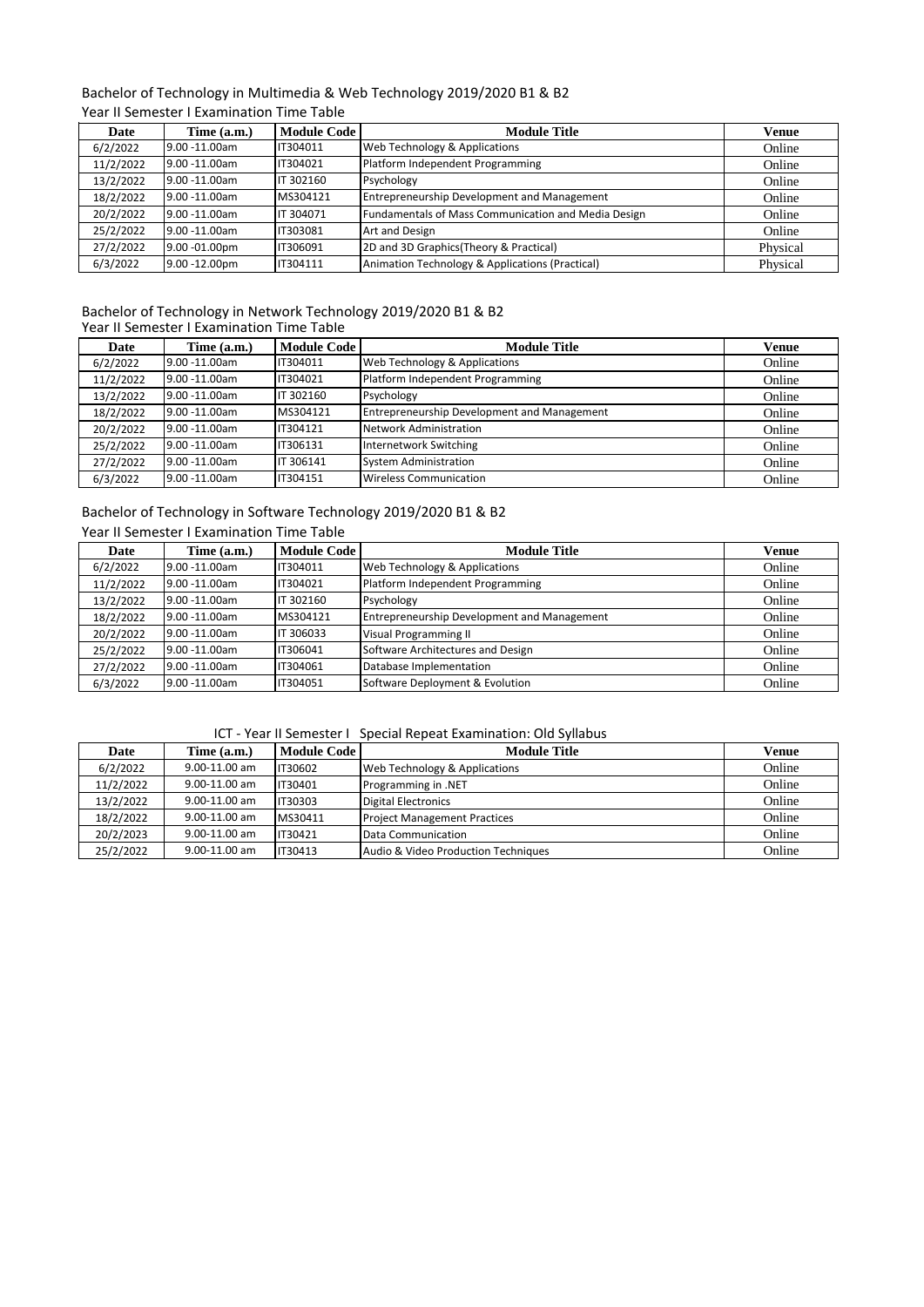Bachelor of Technology in Multimedia & Web Technology 2019/2020 B1 & B2

Year II Semester I Examination Time Table

| Date | Time (a.m.) | Module Code | Module Title | Venue |
|---|---|---|---|---|
| 6/2/2022 | 9.00 -11.00am | IT304011 | Web Technology & Applications | Online |
| 11/2/2022 | 9.00 -11.00am | IT304021 | Platform Independent Programming | Online |
| 13/2/2022 | 9.00 -11.00am | IT 302160 | Psychology | Online |
| 18/2/2022 | 9.00 -11.00am | MS304121 | Entrepreneurship Development and Management | Online |
| 20/2/2022 | 9.00 -11.00am | IT 304071 | Fundamentals of Mass Communication and Media Design | Online |
| 25/2/2022 | 9.00 -11.00am | IT303081 | Art and Design | Online |
| 27/2/2022 | 9.00 -01.00pm | IT306091 | 2D and 3D Graphics(Theory & Practical) | Physical |
| 6/3/2022 | 9.00 -12.00pm | IT304111 | Animation Technology & Applications (Practical) | Physical |

Bachelor of Technology in Network Technology 2019/2020 B1 & B2

Year II Semester I Examination Time Table

| Date | Time (a.m.) | Module Code | Module Title | Venue |
|---|---|---|---|---|
| 6/2/2022 | 9.00 -11.00am | IT304011 | Web Technology & Applications | Online |
| 11/2/2022 | 9.00 -11.00am | IT304021 | Platform Independent Programming | Online |
| 13/2/2022 | 9.00 -11.00am | IT 302160 | Psychology | Online |
| 18/2/2022 | 9.00 -11.00am | MS304121 | Entrepreneurship Development and Management | Online |
| 20/2/2022 | 9.00 -11.00am | IT304121 | Network Administration | Online |
| 25/2/2022 | 9.00 -11.00am | IT306131 | Internetwork Switching | Online |
| 27/2/2022 | 9.00 -11.00am | IT 306141 | System Administration | Online |
| 6/3/2022 | 9.00 -11.00am | IT304151 | Wireless Communication | Online |

Bachelor of Technology in Software Technology 2019/2020 B1 & B2

Year II Semester I Examination Time Table

| Date | Time (a.m.) | Module Code | Module Title | Venue |
|---|---|---|---|---|
| 6/2/2022 | 9.00 -11.00am | IT304011 | Web Technology & Applications | Online |
| 11/2/2022 | 9.00 -11.00am | IT304021 | Platform Independent Programming | Online |
| 13/2/2022 | 9.00 -11.00am | IT 302160 | Psychology | Online |
| 18/2/2022 | 9.00 -11.00am | MS304121 | Entrepreneurship Development and Management | Online |
| 20/2/2022 | 9.00 -11.00am | IT 306033 | Visual Programming II | Online |
| 25/2/2022 | 9.00 -11.00am | IT306041 | Software Architectures and Design | Online |
| 27/2/2022 | 9.00 -11.00am | IT304061 | Database Implementation | Online |
| 6/3/2022 | 9.00 -11.00am | IT304051 | Software Deployment & Evolution | Online |

ICT - Year II Semester I Special Repeat Examination: Old Syllabus

| Date | Time (a.m.) | Module Code | Module Title | Venue |
|---|---|---|---|---|
| 6/2/2022 | 9.00-11.00 am | IT30602 | Web Technology & Applications | Online |
| 11/2/2022 | 9.00-11.00 am | IT30401 | Programming in .NET | Online |
| 13/2/2022 | 9.00-11.00 am | IT30303 | Digital Electronics | Online |
| 18/2/2022 | 9.00-11.00 am | MS30411 | Project Management Practices | Online |
| 20/2/2023 | 9.00-11.00 am | IT30421 | Data Communication | Online |
| 25/2/2022 | 9.00-11.00 am | IT30413 | Audio & Video Production Techniques | Online |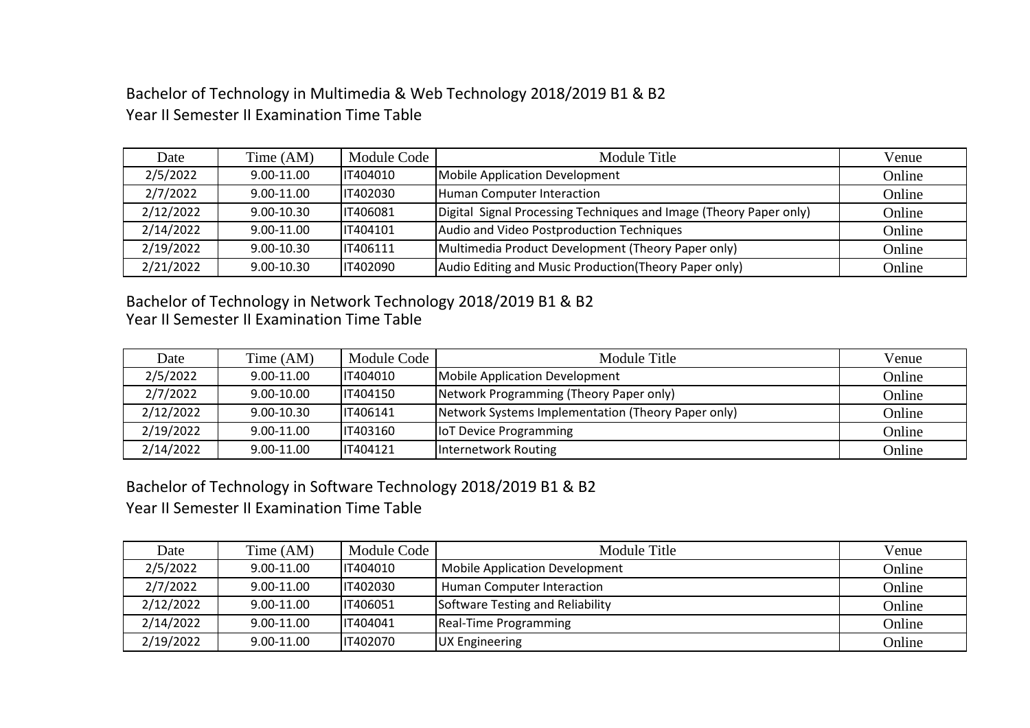## Bachelor of Technology in Multimedia & Web Technology 2018/2019 B1 & B2
## Year II Semester II Examination Time Table

| Date | Time (AM) | Module Code | Module Title | Venue |
|---|---|---|---|---|
| 2/5/2022 | 9.00-11.00 | IT404010 | Mobile Application Development | Online |
| 2/7/2022 | 9.00-11.00 | IT402030 | Human Computer Interaction | Online |
| 2/12/2022 | 9.00-10.30 | IT406081 | Digital Signal Processing Techniques and Image (Theory Paper only) | Online |
| 2/14/2022 | 9.00-11.00 | IT404101 | Audio and Video Postproduction Techniques | Online |
| 2/19/2022 | 9.00-10.30 | IT406111 | Multimedia Product Development (Theory Paper only) | Online |
| 2/21/2022 | 9.00-10.30 | IT402090 | Audio Editing and Music Production(Theory Paper only) | Online |

## Bachelor of Technology in Network Technology 2018/2019 B1 & B2
## Year II Semester II Examination Time Table

| Date | Time (AM) | Module Code | Module Title | Venue |
|---|---|---|---|---|
| 2/5/2022 | 9.00-11.00 | IT404010 | Mobile Application Development | Online |
| 2/7/2022 | 9.00-10.00 | IT404150 | Network Programming (Theory Paper only) | Online |
| 2/12/2022 | 9.00-10.30 | IT406141 | Network Systems Implementation (Theory Paper only) | Online |
| 2/19/2022 | 9.00-11.00 | IT403160 | IoT Device Programming | Online |
| 2/14/2022 | 9.00-11.00 | IT404121 | Internetwork Routing | Online |

## Bachelor of Technology in Software Technology 2018/2019 B1 & B2
## Year II Semester II Examination Time Table

| Date | Time (AM) | Module Code | Module Title | Venue |
|---|---|---|---|---|
| 2/5/2022 | 9.00-11.00 | IT404010 | Mobile Application Development | Online |
| 2/7/2022 | 9.00-11.00 | IT402030 | Human Computer Interaction | Online |
| 2/12/2022 | 9.00-11.00 | IT406051 | Software Testing and Reliability | Online |
| 2/14/2022 | 9.00-11.00 | IT404041 | Real-Time Programming | Online |
| 2/19/2022 | 9.00-11.00 | IT402070 | UX Engineering | Online |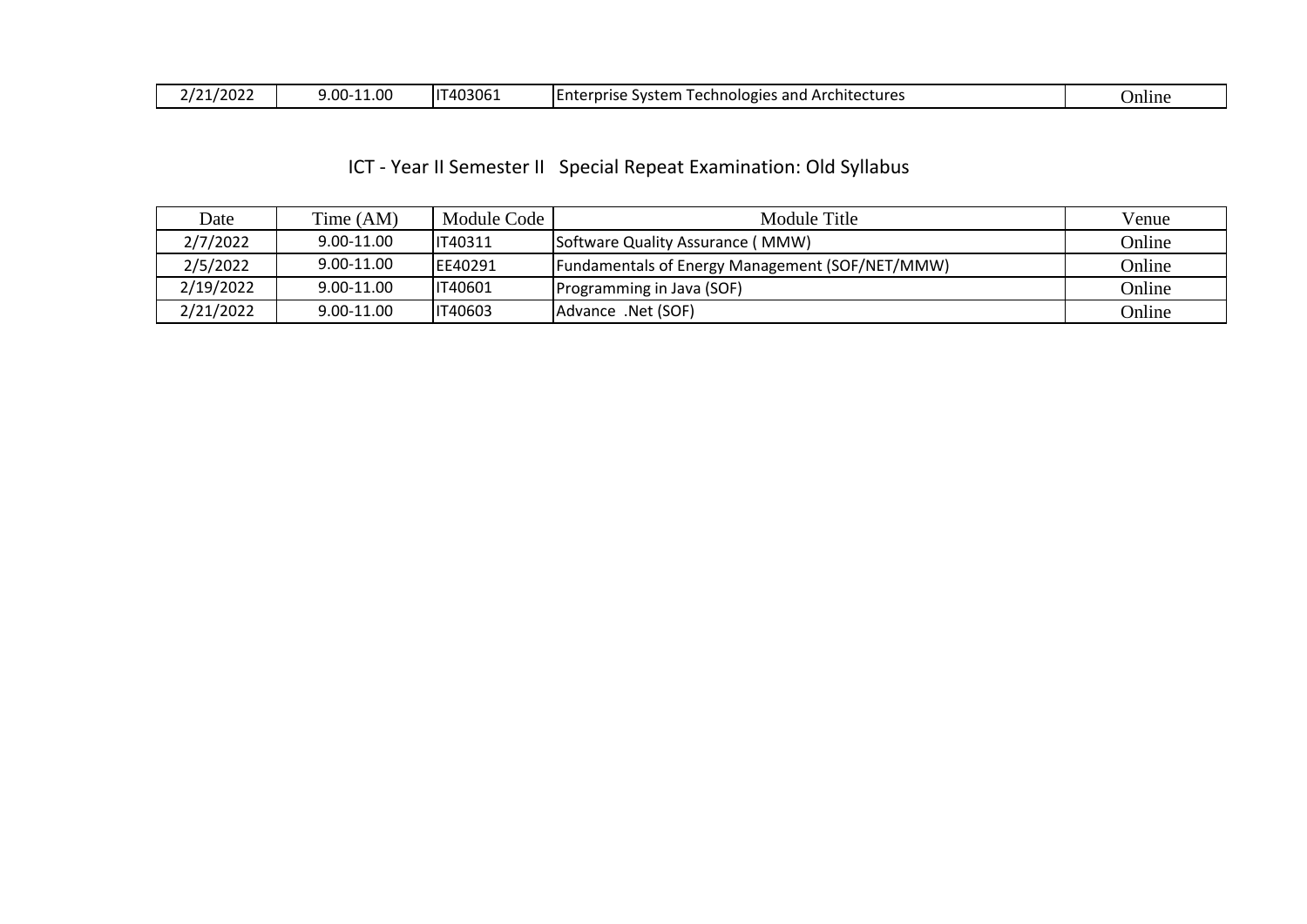| | | | | |
|---|---|---|---|---|
| 2/21/2022 | 9.00-11.00 | IT403061 | Enterprise System Technologies and Architectures | Online |

## ICT - Year II Semester II Special Repeat Examination: Old Syllabus

| Date | Time (AM) | Module Code | Module Title | Venue |
|---|---|---|---|---|
| 2/7/2022 | 9.00-11.00 | IT40311 | Software Quality Assurance ( MMW) | Online |
| 2/5/2022 | 9.00-11.00 | EE40291 | Fundamentals of Energy Management (SOF/NET/MMW) | Online |
| 2/19/2022 | 9.00-11.00 | IT40601 | Programming in Java (SOF) | Online |
| 2/21/2022 | 9.00-11.00 | IT40603 | Advance .Net (SOF) | Online |